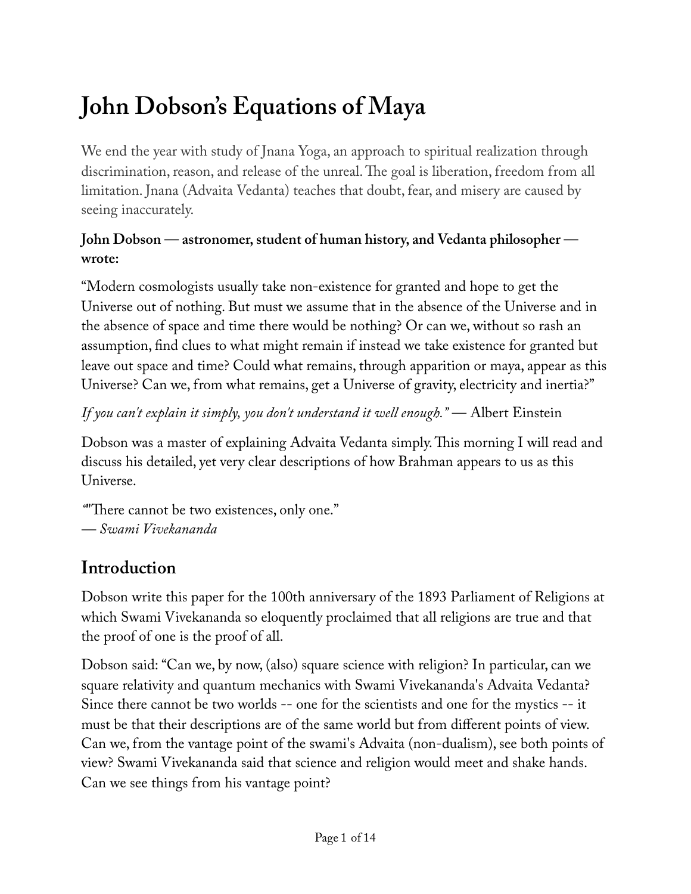# John Dobson's Equations of Maya

We end the year with study of Jnana Yoga, an approach to spiritual realization through discrimination, reason, and release of the unreal. The goal is liberation, freedom from all limitation. Jnana (Advaita Vedanta) teaches that doubt, fear, and misery are caused by seeing inaccurately.

**John Dobson — astronomer, student of human history, and Vedanta philosopher — wrote:**

"Modern cosmologists usually take non-existence for granted and hope to get the Universe out of nothing. But must we assume that in the absence of the Universe and in the absence of space and time there would be nothing? Or can we, without so rash an assumption, find clues to what might remain if instead we take existence for granted but leave out space and time? Could what remains, through apparition or maya, appear as this Universe? Can we, from what remains, get a Universe of gravity, electricity and inertia?"

*If you can't explain it simply, you don't understand it well enough."* — Albert Einstein

Dobson was a master of explaining Advaita Vedanta simply. This morning I will read and discuss his detailed, yet very clear descriptions of how Brahman appears to us as this Universe.

*"*"There cannot be two existences, only one."
— *Swami Vivekananda*

## Introduction

Dobson write this paper for the 100th anniversary of the 1893 Parliament of Religions at which Swami Vivekananda so eloquently proclaimed that all religions are true and that the proof of one is the proof of all.

Dobson said: "Can we, by now, (also) square science with religion? In particular, can we square relativity and quantum mechanics with Swami Vivekananda's Advaita Vedanta? Since there cannot be two worlds -- one for the scientists and one for the mystics -- it must be that their descriptions are of the same world but from different points of view. Can we, from the vantage point of the swami's Advaita (non-dualism), see both points of view? Swami Vivekananda said that science and religion would meet and shake hands. Can we see things from his vantage point?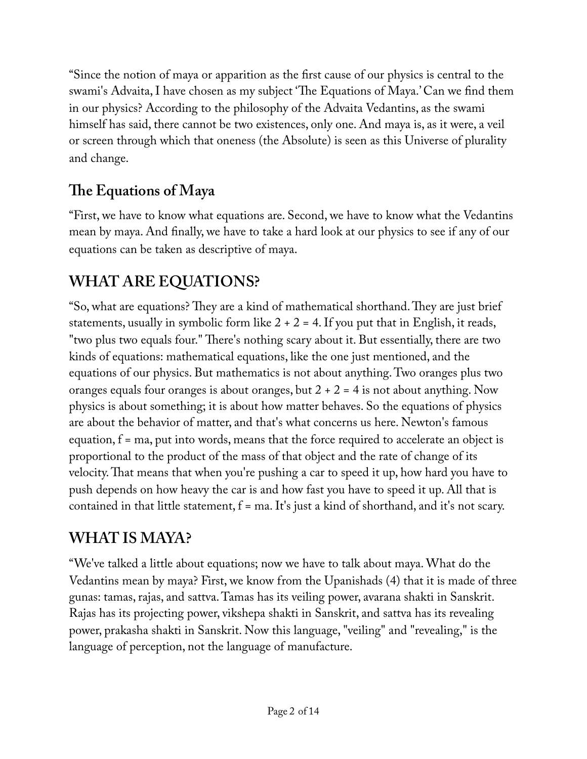"Since the notion of maya or apparition as the first cause of our physics is central to the swami's Advaita, I have chosen as my subject 'The Equations of Maya.' Can we find them in our physics? According to the philosophy of the Advaita Vedantins, as the swami himself has said, there cannot be two existences, only one. And maya is, as it were, a veil or screen through which that oneness (the Absolute) is seen as this Universe of plurality and change.

### The Equations of Maya

"First, we have to know what equations are. Second, we have to know what the Vedantins mean by maya. And finally, we have to take a hard look at our physics to see if any of our equations can be taken as descriptive of maya.

## WHAT ARE EQUATIONS?

"So, what are equations? They are a kind of mathematical shorthand. They are just brief statements, usually in symbolic form like $2 + 2 = 4$. If you put that in English, it reads, "two plus two equals four." There's nothing scary about it. But essentially, there are two kinds of equations: mathematical equations, like the one just mentioned, and the equations of our physics. But mathematics is not about anything. Two oranges plus two oranges equals four oranges is about oranges, but $2 + 2 = 4$ is not about anything. Now physics is about something; it is about how matter behaves. So the equations of physics are about the behavior of matter, and that's what concerns us here. Newton's famous equation, $f = ma$, put into words, means that the force required to accelerate an object is proportional to the product of the mass of that object and the rate of change of its velocity. That means that when you're pushing a car to speed it up, how hard you have to push depends on how heavy the car is and how fast you have to speed it up. All that is contained in that little statement, $f = ma$. It's just a kind of shorthand, and it's not scary.

## WHAT IS MAYA?

"We've talked a little about equations; now we have to talk about maya. What do the Vedantins mean by maya? First, we know from the Upanishads (4) that it is made of three gunas: tamas, rajas, and sattva. Tamas has its veiling power, avarana shakti in Sanskrit. Rajas has its projecting power, vikshepa shakti in Sanskrit, and sattva has its revealing power, prakasha shakti in Sanskrit. Now this language, "veiling" and "revealing," is the language of perception, not the language of manufacture.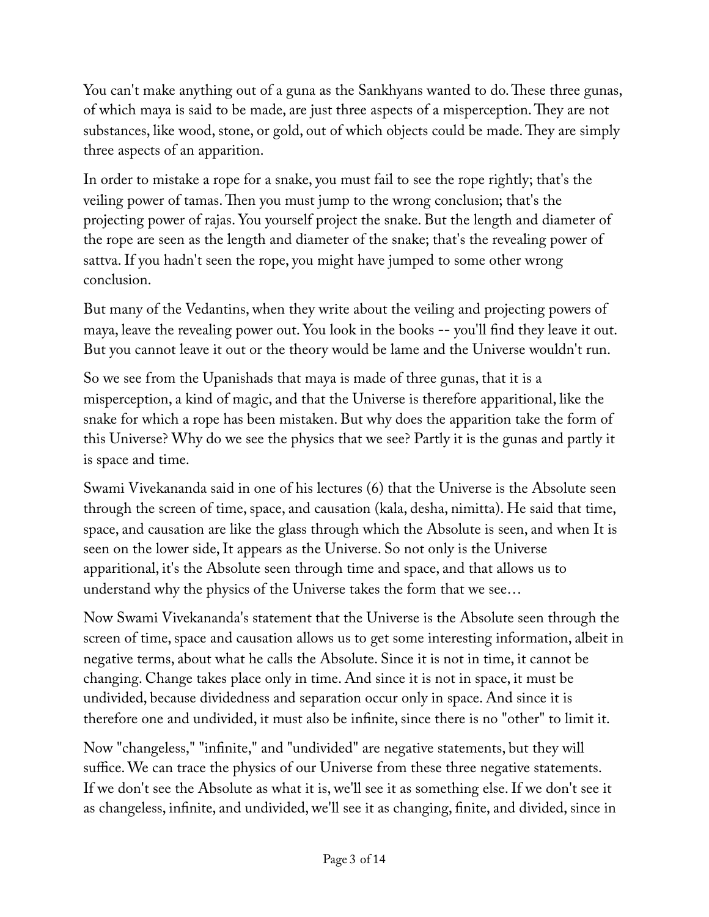You can't make anything out of a guna as the Sankhyans wanted to do. These three gunas, of which maya is said to be made, are just three aspects of a misperception. They are not substances, like wood, stone, or gold, out of which objects could be made. They are simply three aspects of an apparition.

In order to mistake a rope for a snake, you must fail to see the rope rightly; that's the veiling power of tamas. Then you must jump to the wrong conclusion; that's the projecting power of rajas. You yourself project the snake. But the length and diameter of the rope are seen as the length and diameter of the snake; that's the revealing power of sattva. If you hadn't seen the rope, you might have jumped to some other wrong conclusion.

But many of the Vedantins, when they write about the veiling and projecting powers of maya, leave the revealing power out. You look in the books -- you'll find they leave it out. But you cannot leave it out or the theory would be lame and the Universe wouldn't run.

So we see from the Upanishads that maya is made of three gunas, that it is a misperception, a kind of magic, and that the Universe is therefore apparitional, like the snake for which a rope has been mistaken. But why does the apparition take the form of this Universe? Why do we see the physics that we see? Partly it is the gunas and partly it is space and time.

Swami Vivekananda said in one of his lectures (6) that the Universe is the Absolute seen through the screen of time, space, and causation (kala, desha, nimitta). He said that time, space, and causation are like the glass through which the Absolute is seen, and when It is seen on the lower side, It appears as the Universe. So not only is the Universe apparitional, it's the Absolute seen through time and space, and that allows us to understand why the physics of the Universe takes the form that we see…

Now Swami Vivekananda's statement that the Universe is the Absolute seen through the screen of time, space and causation allows us to get some interesting information, albeit in negative terms, about what he calls the Absolute. Since it is not in time, it cannot be changing. Change takes place only in time. And since it is not in space, it must be undivided, because dividedness and separation occur only in space. And since it is therefore one and undivided, it must also be infinite, since there is no "other" to limit it.

Now "changeless," "infinite," and "undivided" are negative statements, but they will suffice. We can trace the physics of our Universe from these three negative statements. If we don't see the Absolute as what it is, we'll see it as something else. If we don't see it as changeless, infinite, and undivided, we'll see it as changing, finite, and divided, since in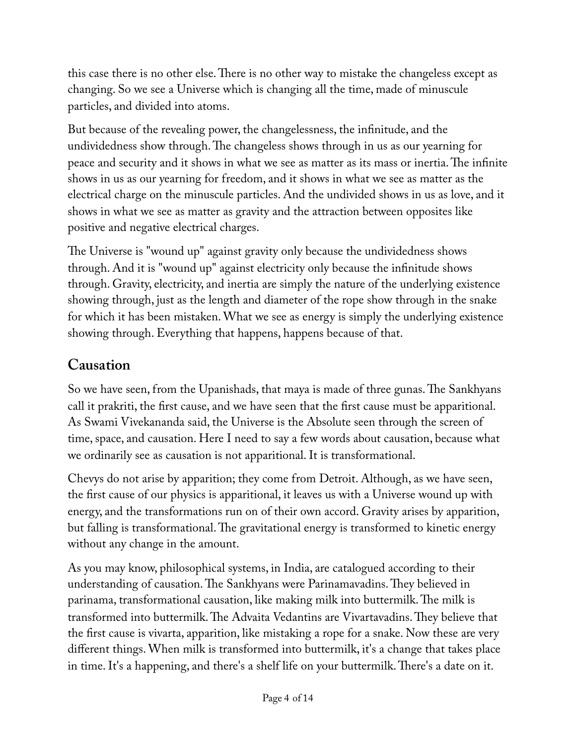this case there is no other else. There is no other way to mistake the changeless except as changing. So we see a Universe which is changing all the time, made of minuscule particles, and divided into atoms.

But because of the revealing power, the changelessness, the infinitude, and the undividedness show through. The changeless shows through in us as our yearning for peace and security and it shows in what we see as matter as its mass or inertia. The infinite shows in us as our yearning for freedom, and it shows in what we see as matter as the electrical charge on the minuscule particles. And the undivided shows in us as love, and it shows in what we see as matter as gravity and the attraction between opposites like positive and negative electrical charges.

The Universe is "wound up" against gravity only because the undividedness shows through. And it is "wound up" against electricity only because the infinitude shows through. Gravity, electricity, and inertia are simply the nature of the underlying existence showing through, just as the length and diameter of the rope show through in the snake for which it has been mistaken. What we see as energy is simply the underlying existence showing through. Everything that happens, happens because of that.

## Causation

So we have seen, from the Upanishads, that maya is made of three gunas. The Sankhyans call it prakriti, the first cause, and we have seen that the first cause must be apparitional. As Swami Vivekananda said, the Universe is the Absolute seen through the screen of time, space, and causation. Here I need to say a few words about causation, because what we ordinarily see as causation is not apparitional. It is transformational.

Chevys do not arise by apparition; they come from Detroit. Although, as we have seen, the first cause of our physics is apparitional, it leaves us with a Universe wound up with energy, and the transformations run on of their own accord. Gravity arises by apparition, but falling is transformational. The gravitational energy is transformed to kinetic energy without any change in the amount.

As you may know, philosophical systems, in India, are catalogued according to their understanding of causation. The Sankhyans were Parinamavadins. They believed in parinama, transformational causation, like making milk into buttermilk. The milk is transformed into buttermilk. The Advaita Vedantins are Vivartavadins. They believe that the first cause is vivarta, apparition, like mistaking a rope for a snake. Now these are very different things. When milk is transformed into buttermilk, it's a change that takes place in time. It's a happening, and there's a shelf life on your buttermilk. There's a date on it.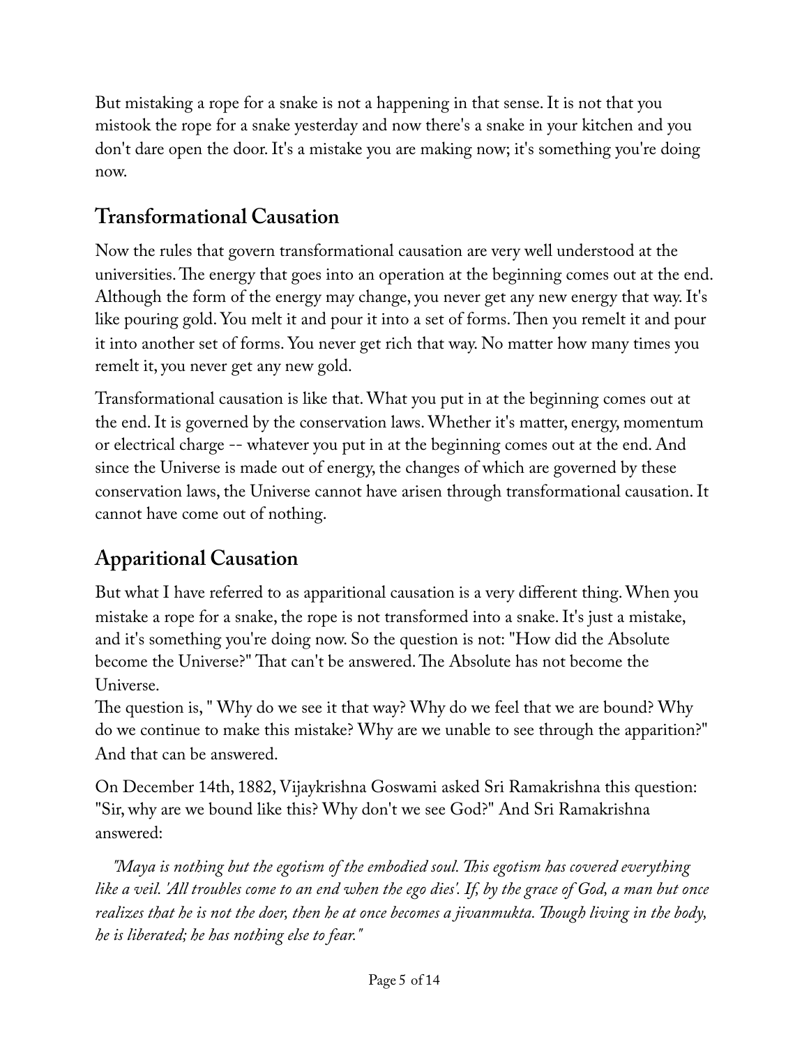But mistaking a rope for a snake is not a happening in that sense. It is not that you mistook the rope for a snake yesterday and now there's a snake in your kitchen and you don't dare open the door. It's a mistake you are making now; it's something you're doing now.

## Transformational Causation

Now the rules that govern transformational causation are very well understood at the universities. The energy that goes into an operation at the beginning comes out at the end. Although the form of the energy may change, you never get any new energy that way. It's like pouring gold. You melt it and pour it into a set of forms. Then you remelt it and pour it into another set of forms. You never get rich that way. No matter how many times you remelt it, you never get any new gold.

Transformational causation is like that. What you put in at the beginning comes out at the end. It is governed by the conservation laws. Whether it's matter, energy, momentum or electrical charge -- whatever you put in at the beginning comes out at the end. And since the Universe is made out of energy, the changes of which are governed by these conservation laws, the Universe cannot have arisen through transformational causation. It cannot have come out of nothing.

## Apparitional Causation

But what I have referred to as apparitional causation is a very different thing. When you mistake a rope for a snake, the rope is not transformed into a snake. It's just a mistake, and it's something you're doing now. So the question is not: "How did the Absolute become the Universe?" That can't be answered. The Absolute has not become the Universe.

The question is, " Why do we see it that way? Why do we feel that we are bound? Why do we continue to make this mistake? Why are we unable to see through the apparition?" And that can be answered.

On December 14th, 1882, Vijaykrishna Goswami asked Sri Ramakrishna this question: "Sir, why are we bound like this? Why don't we see God?" And Sri Ramakrishna answered:

> *"Maya is nothing but the egotism of the embodied soul. This egotism has covered everything like a veil. 'All troubles come to an end when the ego dies'. If, by the grace of God, a man but once realizes that he is not the doer, then he at once becomes a jivanmukta. Though living in the body, he is liberated; he has nothing else to fear."*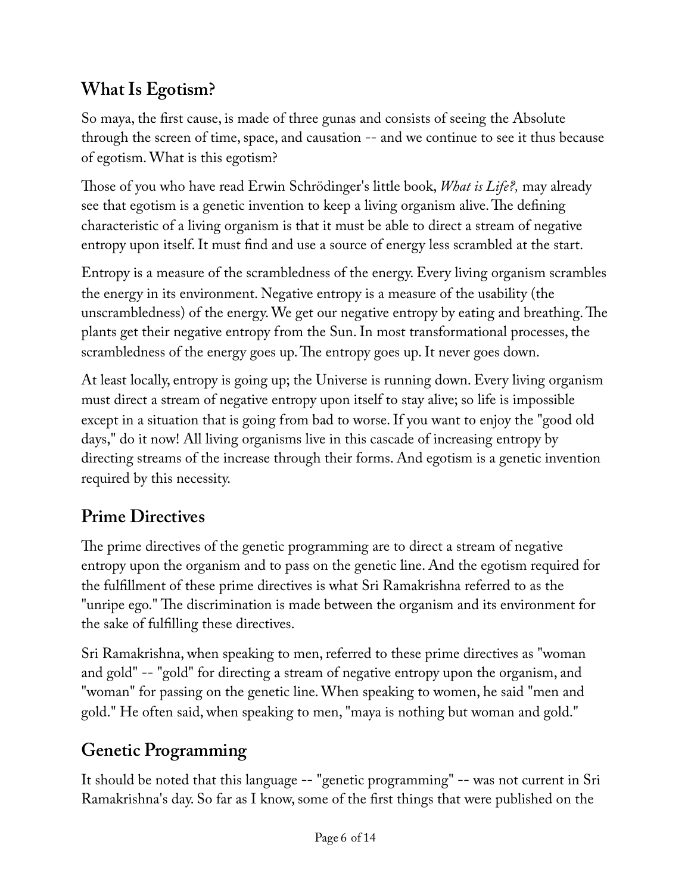## What Is Egotism?

So maya, the first cause, is made of three gunas and consists of seeing the Absolute through the screen of time, space, and causation -- and we continue to see it thus because of egotism. What is this egotism?

Those of you who have read Erwin Schrödinger's little book, *What is Life?,* may already see that egotism is a genetic invention to keep a living organism alive. The defining characteristic of a living organism is that it must be able to direct a stream of negative entropy upon itself. It must find and use a source of energy less scrambled at the start.

Entropy is a measure of the scrambledness of the energy. Every living organism scrambles the energy in its environment. Negative entropy is a measure of the usability (the unscrambledness) of the energy. We get our negative entropy by eating and breathing. The plants get their negative entropy from the Sun. In most transformational processes, the scrambledness of the energy goes up. The entropy goes up. It never goes down.

At least locally, entropy is going up; the Universe is running down. Every living organism must direct a stream of negative entropy upon itself to stay alive; so life is impossible except in a situation that is going from bad to worse. If you want to enjoy the "good old days," do it now! All living organisms live in this cascade of increasing entropy by directing streams of the increase through their forms. And egotism is a genetic invention required by this necessity.

## Prime Directives

The prime directives of the genetic programming are to direct a stream of negative entropy upon the organism and to pass on the genetic line. And the egotism required for the fulfillment of these prime directives is what Sri Ramakrishna referred to as the "unripe ego." The discrimination is made between the organism and its environment for the sake of fulfilling these directives.

Sri Ramakrishna, when speaking to men, referred to these prime directives as "woman and gold" -- "gold" for directing a stream of negative entropy upon the organism, and "woman" for passing on the genetic line. When speaking to women, he said "men and gold." He often said, when speaking to men, "maya is nothing but woman and gold."

## Genetic Programming

It should be noted that this language -- "genetic programming" -- was not current in Sri Ramakrishna's day. So far as I know, some of the first things that were published on the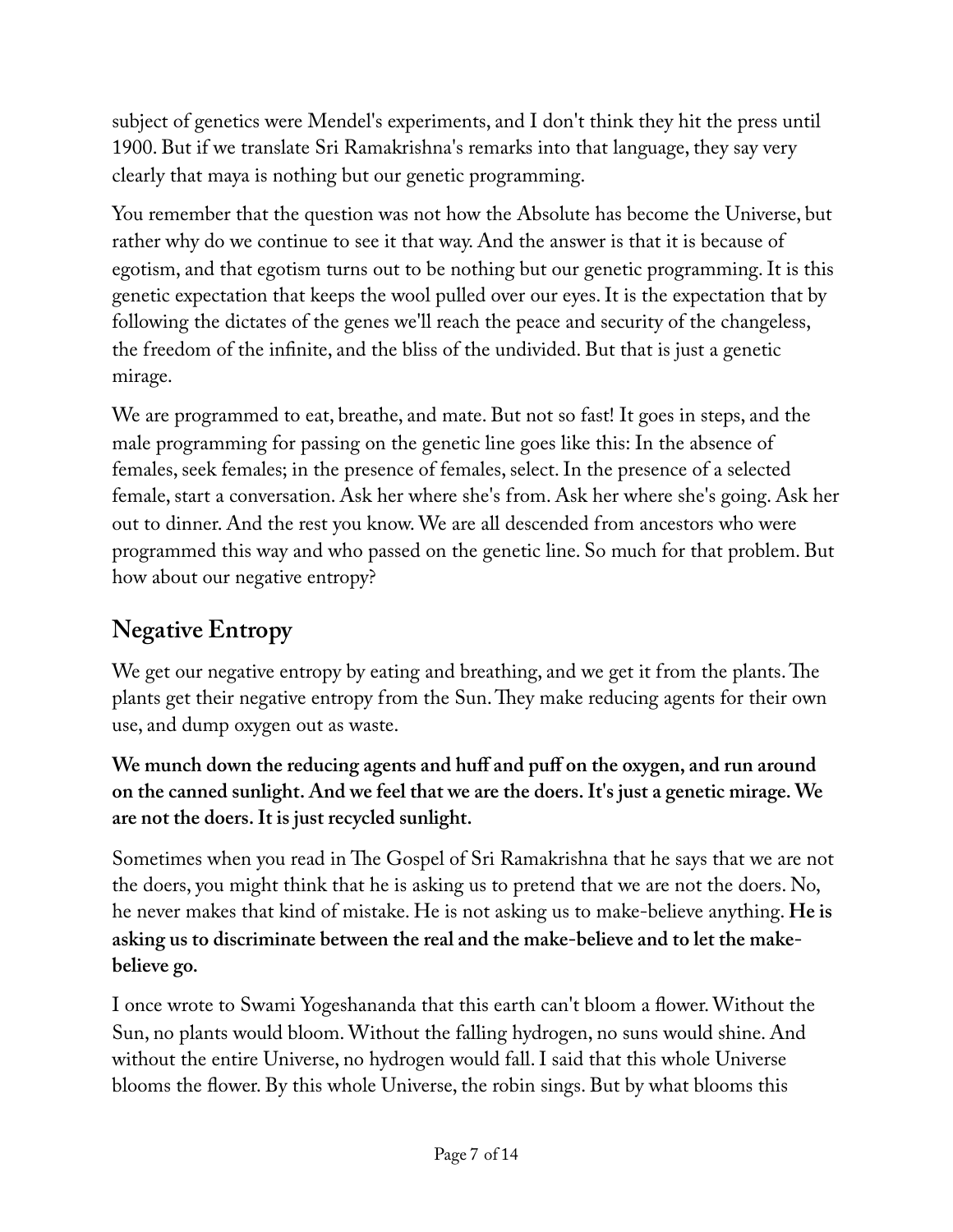subject of genetics were Mendel's experiments, and I don't think they hit the press until 1900. But if we translate Sri Ramakrishna's remarks into that language, they say very clearly that maya is nothing but our genetic programming.

You remember that the question was not how the Absolute has become the Universe, but rather why do we continue to see it that way. And the answer is that it is because of egotism, and that egotism turns out to be nothing but our genetic programming. It is this genetic expectation that keeps the wool pulled over our eyes. It is the expectation that by following the dictates of the genes we'll reach the peace and security of the changeless, the freedom of the infinite, and the bliss of the undivided. But that is just a genetic mirage.

We are programmed to eat, breathe, and mate. But not so fast! It goes in steps, and the male programming for passing on the genetic line goes like this: In the absence of females, seek females; in the presence of females, select. In the presence of a selected female, start a conversation. Ask her where she's from. Ask her where she's going. Ask her out to dinner. And the rest you know. We are all descended from ancestors who were programmed this way and who passed on the genetic line. So much for that problem. But how about our negative entropy?

## Negative Entropy

We get our negative entropy by eating and breathing, and we get it from the plants. The plants get their negative entropy from the Sun. They make reducing agents for their own use, and dump oxygen out as waste.

**We munch down the reducing agents and huff and puff on the oxygen, and run around on the canned sunlight. And we feel that we are the doers. It's just a genetic mirage. We are not the doers. It is just recycled sunlight.**

Sometimes when you read in The Gospel of Sri Ramakrishna that he says that we are not the doers, you might think that he is asking us to pretend that we are not the doers. No, he never makes that kind of mistake. He is not asking us to make-believe anything. **He is asking us to discriminate between the real and the make-believe and to let the make-believe go.**

I once wrote to Swami Yogeshananda that this earth can't bloom a flower. Without the Sun, no plants would bloom. Without the falling hydrogen, no suns would shine. And without the entire Universe, no hydrogen would fall. I said that this whole Universe blooms the flower. By this whole Universe, the robin sings. But by what blooms this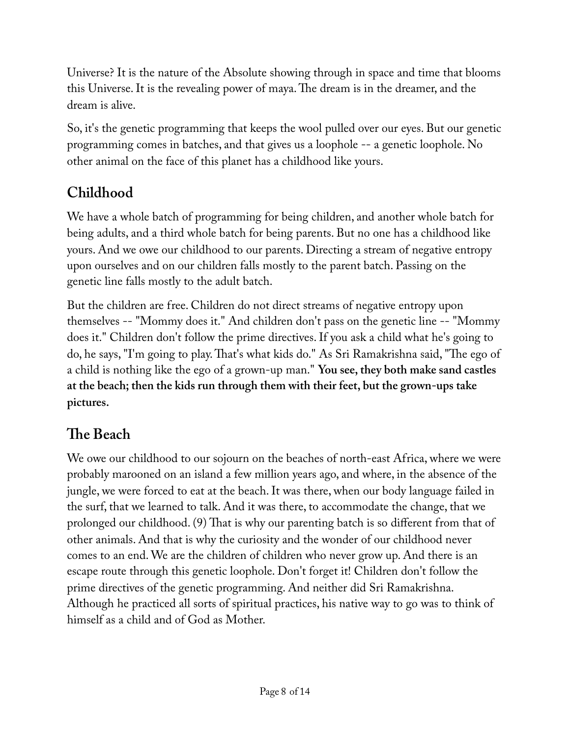Universe? It is the nature of the Absolute showing through in space and time that blooms this Universe. It is the revealing power of maya. The dream is in the dreamer, and the dream is alive.

So, it's the genetic programming that keeps the wool pulled over our eyes. But our genetic programming comes in batches, and that gives us a loophole -- a genetic loophole. No other animal on the face of this planet has a childhood like yours.

## Childhood

We have a whole batch of programming for being children, and another whole batch for being adults, and a third whole batch for being parents. But no one has a childhood like yours. And we owe our childhood to our parents. Directing a stream of negative entropy upon ourselves and on our children falls mostly to the parent batch. Passing on the genetic line falls mostly to the adult batch.

But the children are free. Children do not direct streams of negative entropy upon themselves -- "Mommy does it." And children don't pass on the genetic line -- "Mommy does it." Children don't follow the prime directives. If you ask a child what he's going to do, he says, "I'm going to play. That's what kids do." As Sri Ramakrishna said, "The ego of a child is nothing like the ego of a grown-up man." **You see, they both make sand castles at the beach; then the kids run through them with their feet, but the grown-ups take pictures.**

## The Beach

We owe our childhood to our sojourn on the beaches of north-east Africa, where we were probably marooned on an island a few million years ago, and where, in the absence of the jungle, we were forced to eat at the beach. It was there, when our body language failed in the surf, that we learned to talk. And it was there, to accommodate the change, that we prolonged our childhood. (9) That is why our parenting batch is so different from that of other animals. And that is why the curiosity and the wonder of our childhood never comes to an end. We are the children of children who never grow up. And there is an escape route through this genetic loophole. Don't forget it! Children don't follow the prime directives of the genetic programming. And neither did Sri Ramakrishna. Although he practiced all sorts of spiritual practices, his native way to go was to think of himself as a child and of God as Mother.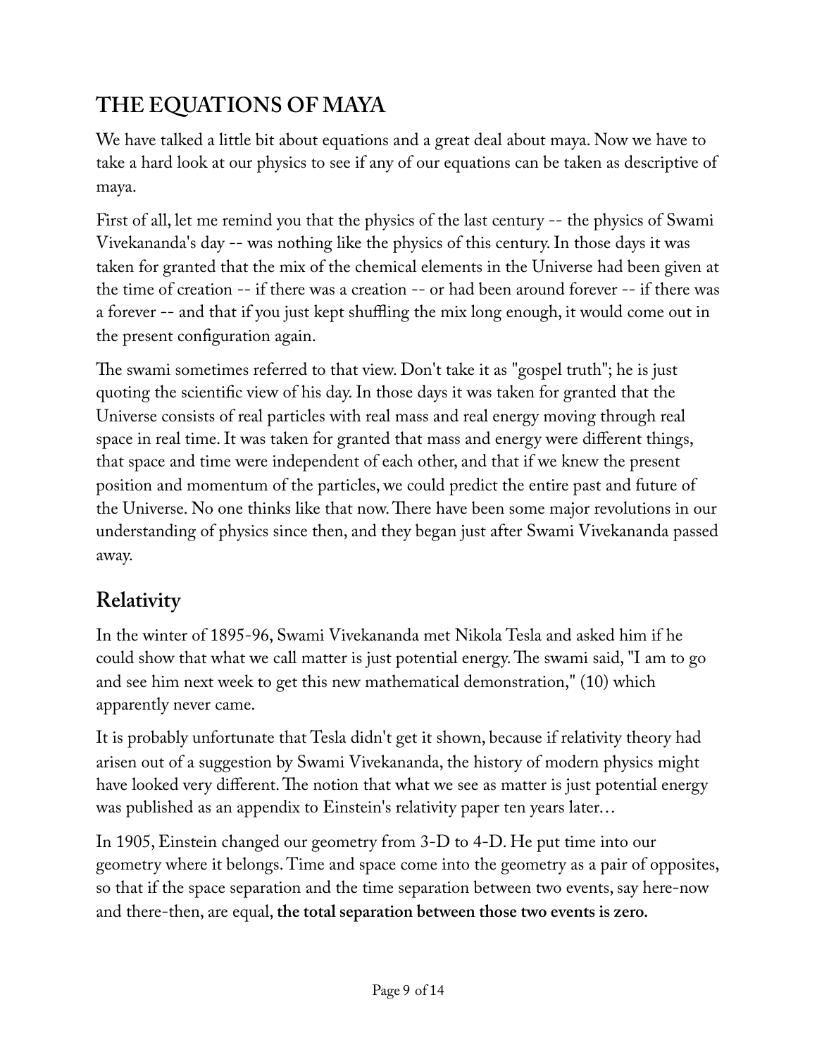## THE EQUATIONS OF MAYA

We have talked a little bit about equations and a great deal about maya. Now we have to take a hard look at our physics to see if any of our equations can be taken as descriptive of maya.

First of all, let me remind you that the physics of the last century -- the physics of Swami Vivekananda's day -- was nothing like the physics of this century. In those days it was taken for granted that the mix of the chemical elements in the Universe had been given at the time of creation -- if there was a creation -- or had been around forever -- if there was a forever -- and that if you just kept shuffling the mix long enough, it would come out in the present configuration again.

The swami sometimes referred to that view. Don't take it as "gospel truth"; he is just quoting the scientific view of his day. In those days it was taken for granted that the Universe consists of real particles with real mass and real energy moving through real space in real time. It was taken for granted that mass and energy were different things, that space and time were independent of each other, and that if we knew the present position and momentum of the particles, we could predict the entire past and future of the Universe. No one thinks like that now. There have been some major revolutions in our understanding of physics since then, and they began just after Swami Vivekananda passed away.

### Relativity

In the winter of 1895-96, Swami Vivekananda met Nikola Tesla and asked him if he could show that what we call matter is just potential energy. The swami said, "I am to go and see him next week to get this new mathematical demonstration," (10) which apparently never came.

It is probably unfortunate that Tesla didn't get it shown, because if relativity theory had arisen out of a suggestion by Swami Vivekananda, the history of modern physics might have looked very different. The notion that what we see as matter is just potential energy was published as an appendix to Einstein's relativity paper ten years later…

In 1905, Einstein changed our geometry from 3-D to 4-D. He put time into our geometry where it belongs. Time and space come into the geometry as a pair of opposites, so that if the space separation and the time separation between two events, say here-now and there-then, are equal, **the total separation between those two events is zero.**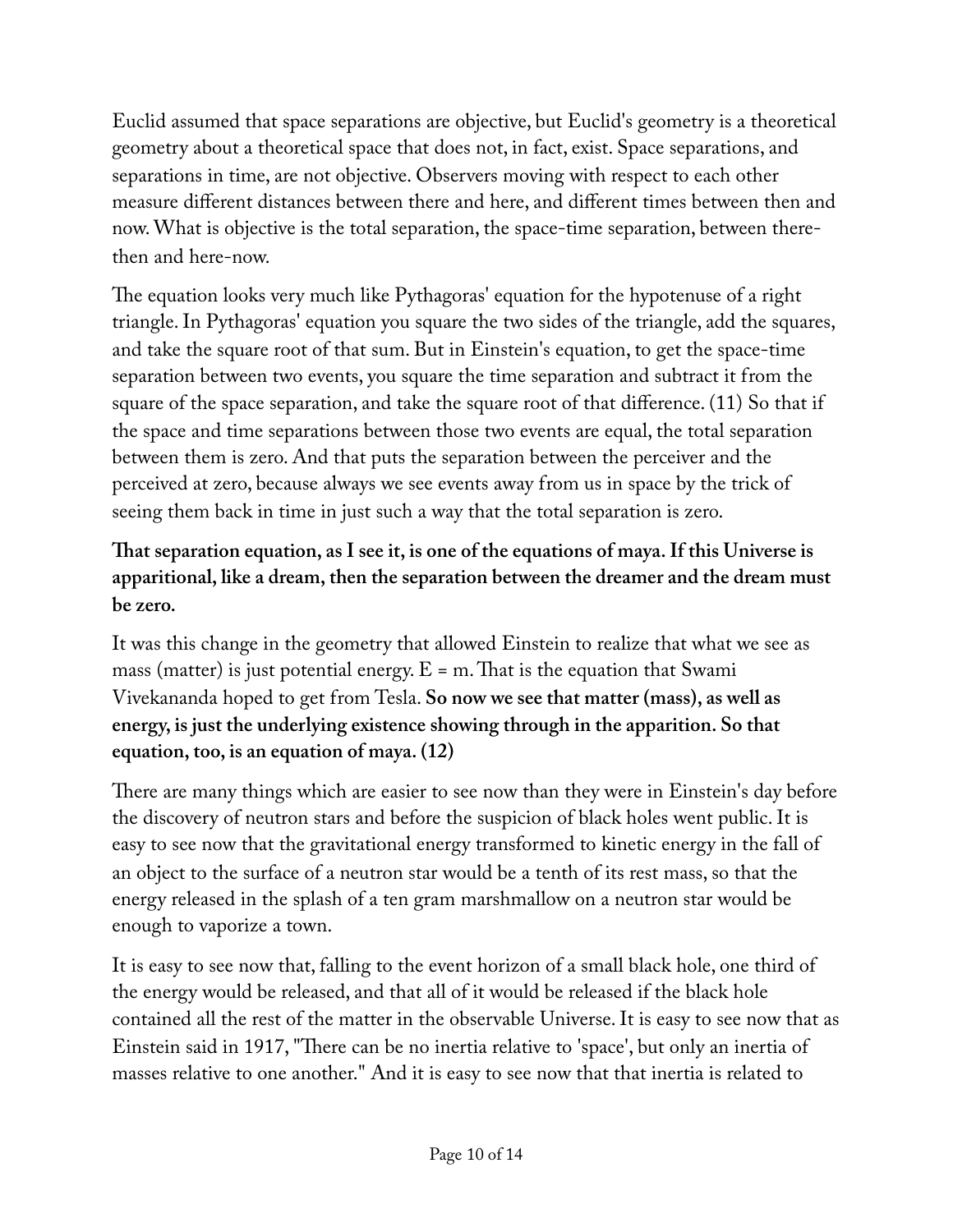Euclid assumed that space separations are objective, but Euclid's geometry is a theoretical geometry about a theoretical space that does not, in fact, exist. Space separations, and separations in time, are not objective. Observers moving with respect to each other measure different distances between there and here, and different times between then and now. What is objective is the total separation, the space-time separation, between there-then and here-now.

The equation looks very much like Pythagoras' equation for the hypotenuse of a right triangle. In Pythagoras' equation you square the two sides of the triangle, add the squares, and take the square root of that sum. But in Einstein's equation, to get the space-time separation between two events, you square the time separation and subtract it from the square of the space separation, and take the square root of that difference. (11) So that if the space and time separations between those two events are equal, the total separation between them is zero. And that puts the separation between the perceiver and the perceived at zero, because always we see events away from us in space by the trick of seeing them back in time in just such a way that the total separation is zero.

**That separation equation, as I see it, is one of the equations of maya. If this Universe is apparitional, like a dream, then the separation between the dreamer and the dream must be zero.**

It was this change in the geometry that allowed Einstein to realize that what we see as mass (matter) is just potential energy. $E = m$. That is the equation that Swami Vivekananda hoped to get from Tesla. **So now we see that matter (mass), as well as energy, is just the underlying existence showing through in the apparition. So that equation, too, is an equation of maya. (12)**

There are many things which are easier to see now than they were in Einstein's day before the discovery of neutron stars and before the suspicion of black holes went public. It is easy to see now that the gravitational energy transformed to kinetic energy in the fall of an object to the surface of a neutron star would be a tenth of its rest mass, so that the energy released in the splash of a ten gram marshmallow on a neutron star would be enough to vaporize a town.

It is easy to see now that, falling to the event horizon of a small black hole, one third of the energy would be released, and that all of it would be released if the black hole contained all the rest of the matter in the observable Universe. It is easy to see now that as Einstein said in 1917, "There can be no inertia relative to 'space', but only an inertia of masses relative to one another." And it is easy to see now that that inertia is related to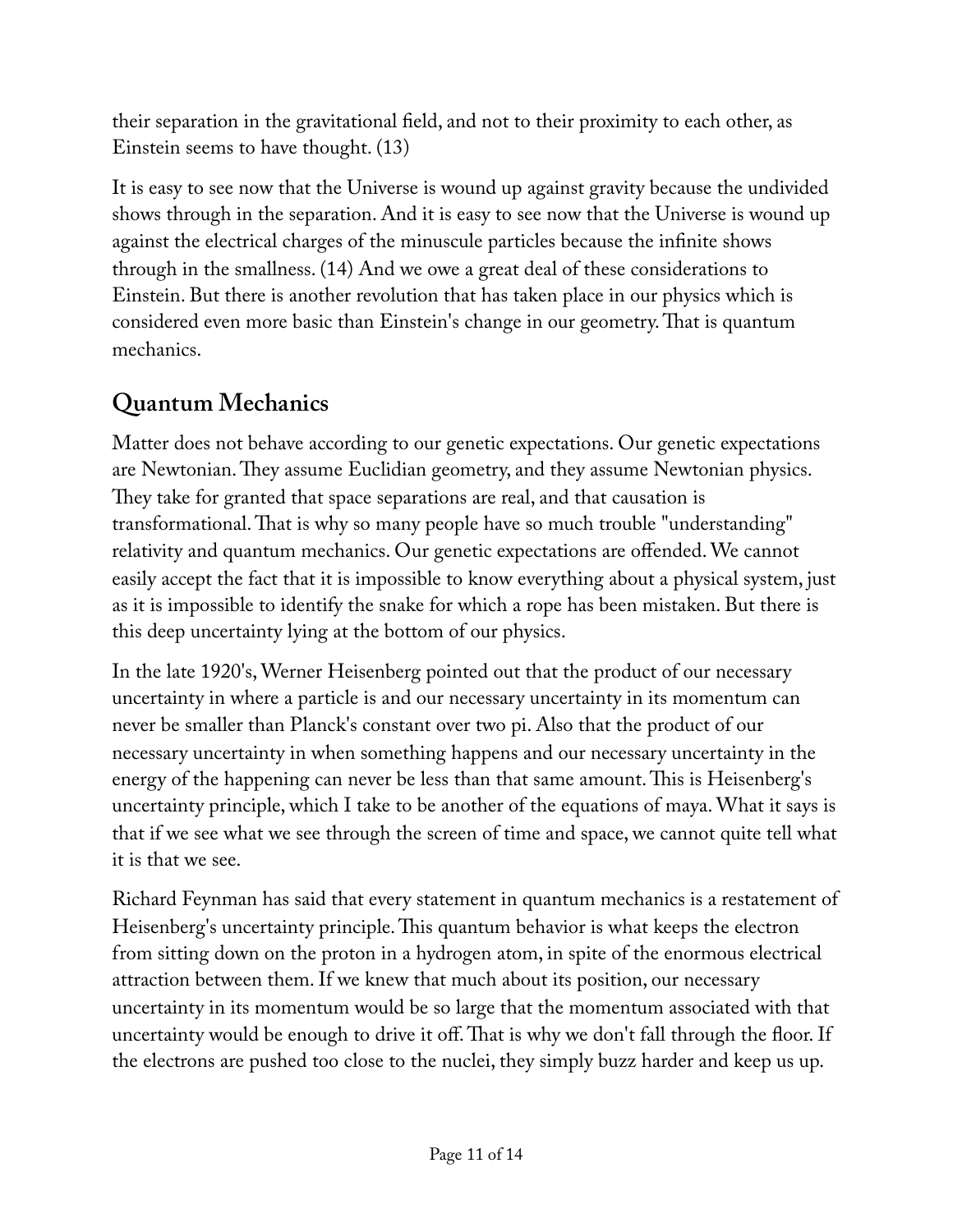their separation in the gravitational field, and not to their proximity to each other, as Einstein seems to have thought. (13)

It is easy to see now that the Universe is wound up against gravity because the undivided shows through in the separation. And it is easy to see now that the Universe is wound up against the electrical charges of the minuscule particles because the infinite shows through in the smallness. (14) And we owe a great deal of these considerations to Einstein. But there is another revolution that has taken place in our physics which is considered even more basic than Einstein's change in our geometry. That is quantum mechanics.

## Quantum Mechanics

Matter does not behave according to our genetic expectations. Our genetic expectations are Newtonian. They assume Euclidian geometry, and they assume Newtonian physics. They take for granted that space separations are real, and that causation is transformational. That is why so many people have so much trouble "understanding" relativity and quantum mechanics. Our genetic expectations are offended. We cannot easily accept the fact that it is impossible to know everything about a physical system, just as it is impossible to identify the snake for which a rope has been mistaken. But there is this deep uncertainty lying at the bottom of our physics.

In the late 1920's, Werner Heisenberg pointed out that the product of our necessary uncertainty in where a particle is and our necessary uncertainty in its momentum can never be smaller than Planck's constant over two pi. Also that the product of our necessary uncertainty in when something happens and our necessary uncertainty in the energy of the happening can never be less than that same amount. This is Heisenberg's uncertainty principle, which I take to be another of the equations of maya. What it says is that if we see what we see through the screen of time and space, we cannot quite tell what it is that we see.

Richard Feynman has said that every statement in quantum mechanics is a restatement of Heisenberg's uncertainty principle. This quantum behavior is what keeps the electron from sitting down on the proton in a hydrogen atom, in spite of the enormous electrical attraction between them. If we knew that much about its position, our necessary uncertainty in its momentum would be so large that the momentum associated with that uncertainty would be enough to drive it off. That is why we don't fall through the floor. If the electrons are pushed too close to the nuclei, they simply buzz harder and keep us up.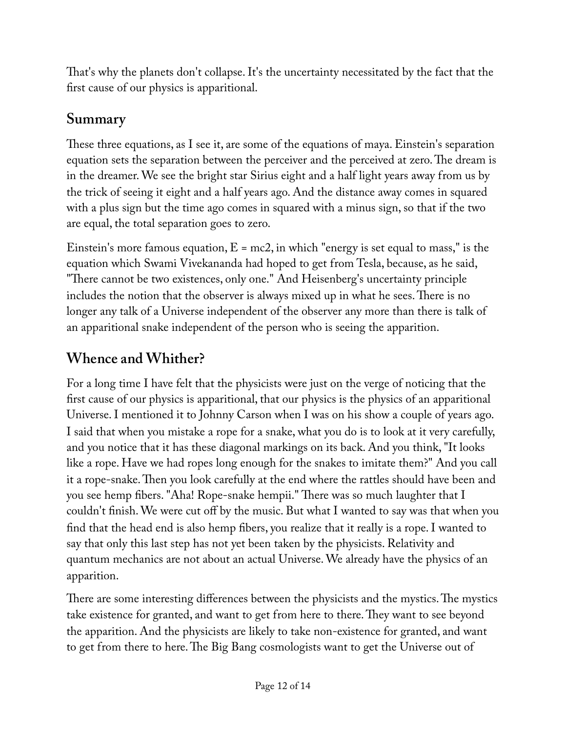That's why the planets don't collapse. It's the uncertainty necessitated by the fact that the first cause of our physics is apparitional.

## Summary

These three equations, as I see it, are some of the equations of maya. Einstein's separation equation sets the separation between the perceiver and the perceived at zero. The dream is in the dreamer. We see the bright star Sirius eight and a half light years away from us by the trick of seeing it eight and a half years ago. And the distance away comes in squared with a plus sign but the time ago comes in squared with a minus sign, so that if the two are equal, the total separation goes to zero.

Einstein's more famous equation, $E = mc2$, in which "energy is set equal to mass," is the equation which Swami Vivekananda had hoped to get from Tesla, because, as he said, "There cannot be two existences, only one." And Heisenberg's uncertainty principle includes the notion that the observer is always mixed up in what he sees. There is no longer any talk of a Universe independent of the observer any more than there is talk of an apparitional snake independent of the person who is seeing the apparition.

## Whence and Whither?

For a long time I have felt that the physicists were just on the verge of noticing that the first cause of our physics is apparitional, that our physics is the physics of an apparitional Universe. I mentioned it to Johnny Carson when I was on his show a couple of years ago. I said that when you mistake a rope for a snake, what you do is to look at it very carefully, and you notice that it has these diagonal markings on its back. And you think, "It looks like a rope. Have we had ropes long enough for the snakes to imitate them?" And you call it a rope-snake. Then you look carefully at the end where the rattles should have been and you see hemp fibers. "Aha! Rope-snake hempii." There was so much laughter that I couldn't finish. We were cut off by the music. But what I wanted to say was that when you find that the head end is also hemp fibers, you realize that it really is a rope. I wanted to say that only this last step has not yet been taken by the physicists. Relativity and quantum mechanics are not about an actual Universe. We already have the physics of an apparition.

There are some interesting differences between the physicists and the mystics. The mystics take existence for granted, and want to get from here to there. They want to see beyond the apparition. And the physicists are likely to take non-existence for granted, and want to get from there to here. The Big Bang cosmologists want to get the Universe out of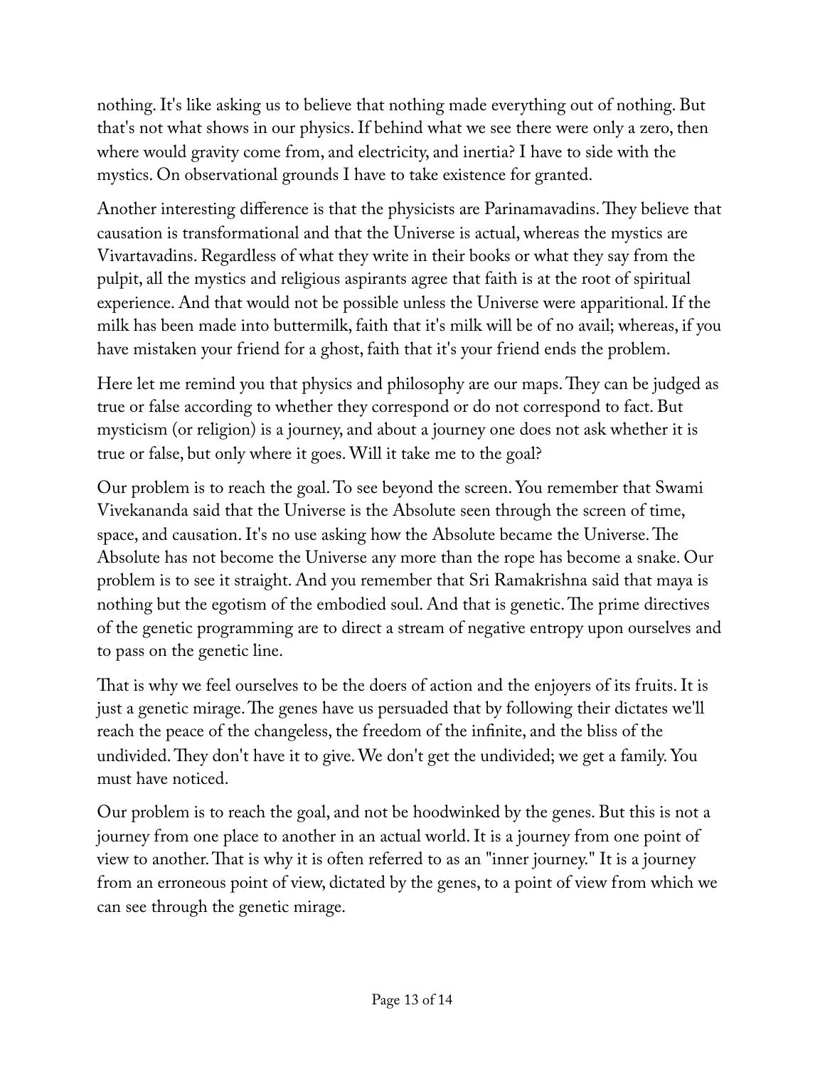nothing. It's like asking us to believe that nothing made everything out of nothing. But that's not what shows in our physics. If behind what we see there were only a zero, then where would gravity come from, and electricity, and inertia? I have to side with the mystics. On observational grounds I have to take existence for granted.

Another interesting difference is that the physicists are Parinamavadins. They believe that causation is transformational and that the Universe is actual, whereas the mystics are Vivartavadins. Regardless of what they write in their books or what they say from the pulpit, all the mystics and religious aspirants agree that faith is at the root of spiritual experience. And that would not be possible unless the Universe were apparitional. If the milk has been made into buttermilk, faith that it's milk will be of no avail; whereas, if you have mistaken your friend for a ghost, faith that it's your friend ends the problem.

Here let me remind you that physics and philosophy are our maps. They can be judged as true or false according to whether they correspond or do not correspond to fact. But mysticism (or religion) is a journey, and about a journey one does not ask whether it is true or false, but only where it goes. Will it take me to the goal?

Our problem is to reach the goal. To see beyond the screen. You remember that Swami Vivekananda said that the Universe is the Absolute seen through the screen of time, space, and causation. It's no use asking how the Absolute became the Universe. The Absolute has not become the Universe any more than the rope has become a snake. Our problem is to see it straight. And you remember that Sri Ramakrishna said that maya is nothing but the egotism of the embodied soul. And that is genetic. The prime directives of the genetic programming are to direct a stream of negative entropy upon ourselves and to pass on the genetic line.

That is why we feel ourselves to be the doers of action and the enjoyers of its fruits. It is just a genetic mirage. The genes have us persuaded that by following their dictates we'll reach the peace of the changeless, the freedom of the infinite, and the bliss of the undivided. They don't have it to give. We don't get the undivided; we get a family. You must have noticed.

Our problem is to reach the goal, and not be hoodwinked by the genes. But this is not a journey from one place to another in an actual world. It is a journey from one point of view to another. That is why it is often referred to as an "inner journey." It is a journey from an erroneous point of view, dictated by the genes, to a point of view from which we can see through the genetic mirage.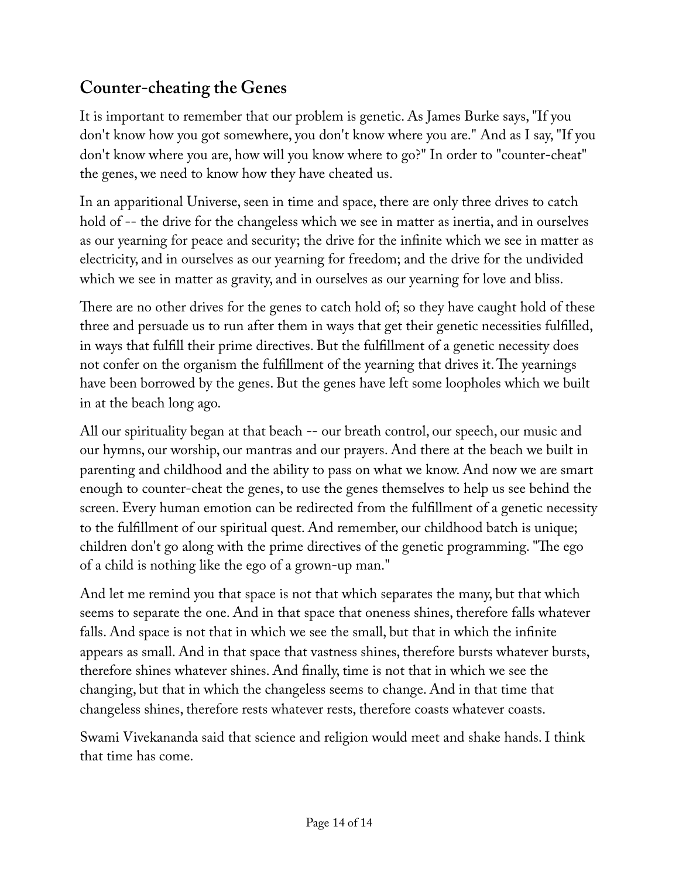## Counter-cheating the Genes

It is important to remember that our problem is genetic. As James Burke says, "If you don't know how you got somewhere, you don't know where you are." And as I say, "If you don't know where you are, how will you know where to go?" In order to "counter-cheat" the genes, we need to know how they have cheated us.

In an apparitional Universe, seen in time and space, there are only three drives to catch hold of -- the drive for the changeless which we see in matter as inertia, and in ourselves as our yearning for peace and security; the drive for the infinite which we see in matter as electricity, and in ourselves as our yearning for freedom; and the drive for the undivided which we see in matter as gravity, and in ourselves as our yearning for love and bliss.

There are no other drives for the genes to catch hold of; so they have caught hold of these three and persuade us to run after them in ways that get their genetic necessities fulfilled, in ways that fulfill their prime directives. But the fulfillment of a genetic necessity does not confer on the organism the fulfillment of the yearning that drives it. The yearnings have been borrowed by the genes. But the genes have left some loopholes which we built in at the beach long ago.

All our spirituality began at that beach -- our breath control, our speech, our music and our hymns, our worship, our mantras and our prayers. And there at the beach we built in parenting and childhood and the ability to pass on what we know. And now we are smart enough to counter-cheat the genes, to use the genes themselves to help us see behind the screen. Every human emotion can be redirected from the fulfillment of a genetic necessity to the fulfillment of our spiritual quest. And remember, our childhood batch is unique; children don't go along with the prime directives of the genetic programming. "The ego of a child is nothing like the ego of a grown-up man."

And let me remind you that space is not that which separates the many, but that which seems to separate the one. And in that space that oneness shines, therefore falls whatever falls. And space is not that in which we see the small, but that in which the infinite appears as small. And in that space that vastness shines, therefore bursts whatever bursts, therefore shines whatever shines. And finally, time is not that in which we see the changing, but that in which the changeless seems to change. And in that time that changeless shines, therefore rests whatever rests, therefore coasts whatever coasts.

Swami Vivekananda said that science and religion would meet and shake hands. I think that time has come.